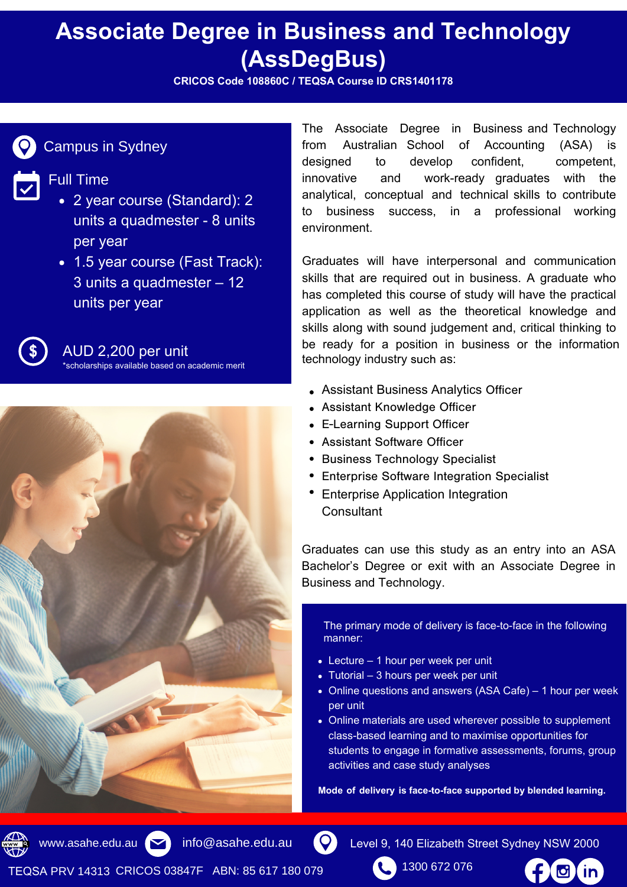# Associate Degree in Business and Technology (AssDegBus)

**CRICOS Code 108860C / TEQSA Course ID CRS1401178**

Campus in Sydney

Full Time

- 2 year course (Standard): 2 units a quadmester - 8 units per year
- 1.5 year course (Fast Track): 3 units a quadmester – 12 units per year

AUD 2,200 per unit

*scholarships available based on academic merit

The Associate Degree in Business and Technology from Australian School of Accounting (ASA) is designed to develop confident, competent, innovative and work-ready graduates with the analytical, conceptual and technical skills to contribute to business success, in a professional working environment.

Graduates will have interpersonal and communication skills that are required out in business. A graduate who has completed this course of study will have the practical application as well as the theoretical knowledge and skills along with sound judgement and, critical thinking to be ready for a position in business or the information technology industry such as:

- Assistant Business Analytics Officer
- Assistant Knowledge Officer
- E-Learning Support Officer
- Assistant Software Officer
- Business Technology Specialist
- Enterprise Software Integration Specialist
- Enterprise Application Integration Consultant

Graduates can use this study as an entry into an ASA Bachelor's Degree or exit with an Associate Degree in Business and Technology.

The primary mode of delivery is face-to-face in the following manner:

- Lecture – 1 hour per week per unit
- Tutorial – 3 hours per week per unit
- Online questions and answers (ASA Cafe) – 1 hour per week per unit
- Online materials are used wherever possible to supplement class-based learning and to maximise opportunities for students to engage in formative assessments, forums, group activities and case study analyses

**Mode of delivery is face-to-face supported by blended learning.**

www.asahe.edu.au | info@asahe.edu.au | Level 9, 140 Elizabeth Street Sydney NSW 2000

TEQSA PRV 14313 CRICOS 03847F ABN: 85 617 180 079 | 1300 672 076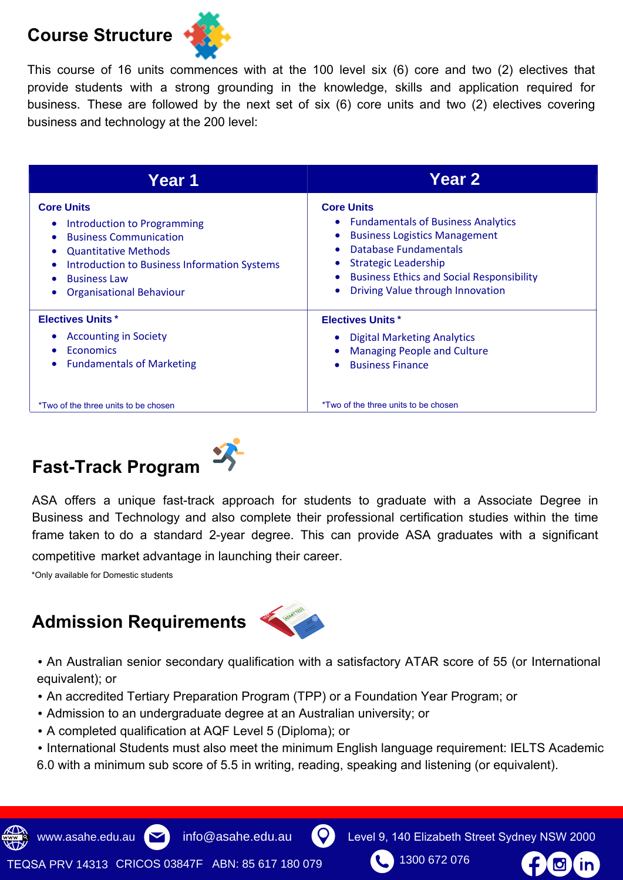## Course Structure

This course of 16 units commences with at the 100 level six (6) core and two (2) electives that provide students with a strong grounding in the knowledge, skills and application required for business. These are followed by the next set of six (6) core units and two (2) electives covering business and technology at the 200 level:

| Year 1 | Year 2 |
| --- | --- |
| **Core Units**<br>• Introduction to Programming<br>• Business Communication<br>• Quantitative Methods<br>• Introduction to Business Information Systems<br>• Business Law<br>• Organisational Behaviour | **Core Units**<br>• Fundamentals of Business Analytics<br>• Business Logistics Management<br>• Database Fundamentals<br>• Strategic Leadership<br>• Business Ethics and Social Responsibility<br>• Driving Value through Innovation |
| **Electives Units \***<br>• Accounting in Society<br>• Economics<br>• Fundamentals of Marketing<br><br>*Two of the three units to be chosen | **Electives Units \***<br>• Digital Marketing Analytics<br>• Managing People and Culture<br>• Business Finance<br><br>*Two of the three units to be chosen |

## Fast-Track Program

ASA offers a unique fast-track approach for students to graduate with a Associate Degree in Business and Technology and also complete their professional certification studies within the time frame taken to do a standard 2-year degree. This can provide ASA graduates with a significant competitive market advantage in launching their career.

*Only available for Domestic students

## Admission Requirements

- An Australian senior secondary qualification with a satisfactory ATAR score of 55 (or International equivalent); or
- An accredited Tertiary Preparation Program (TPP) or a Foundation Year Program; or
- Admission to an undergraduate degree at an Australian university; or
- A completed qualification at AQF Level 5 (Diploma); or
- International Students must also meet the minimum English language requirement: IELTS Academic 6.0 with a minimum sub score of 5.5 in writing, reading, speaking and listening (or equivalent).

www.asahe.edu.au    info@asahe.edu.au    Level 9, 140 Elizabeth Street Sydney NSW 2000

TEQSA PRV 14313   CRICOS 03847F   ABN: 85 617 180 079    1300 672 076